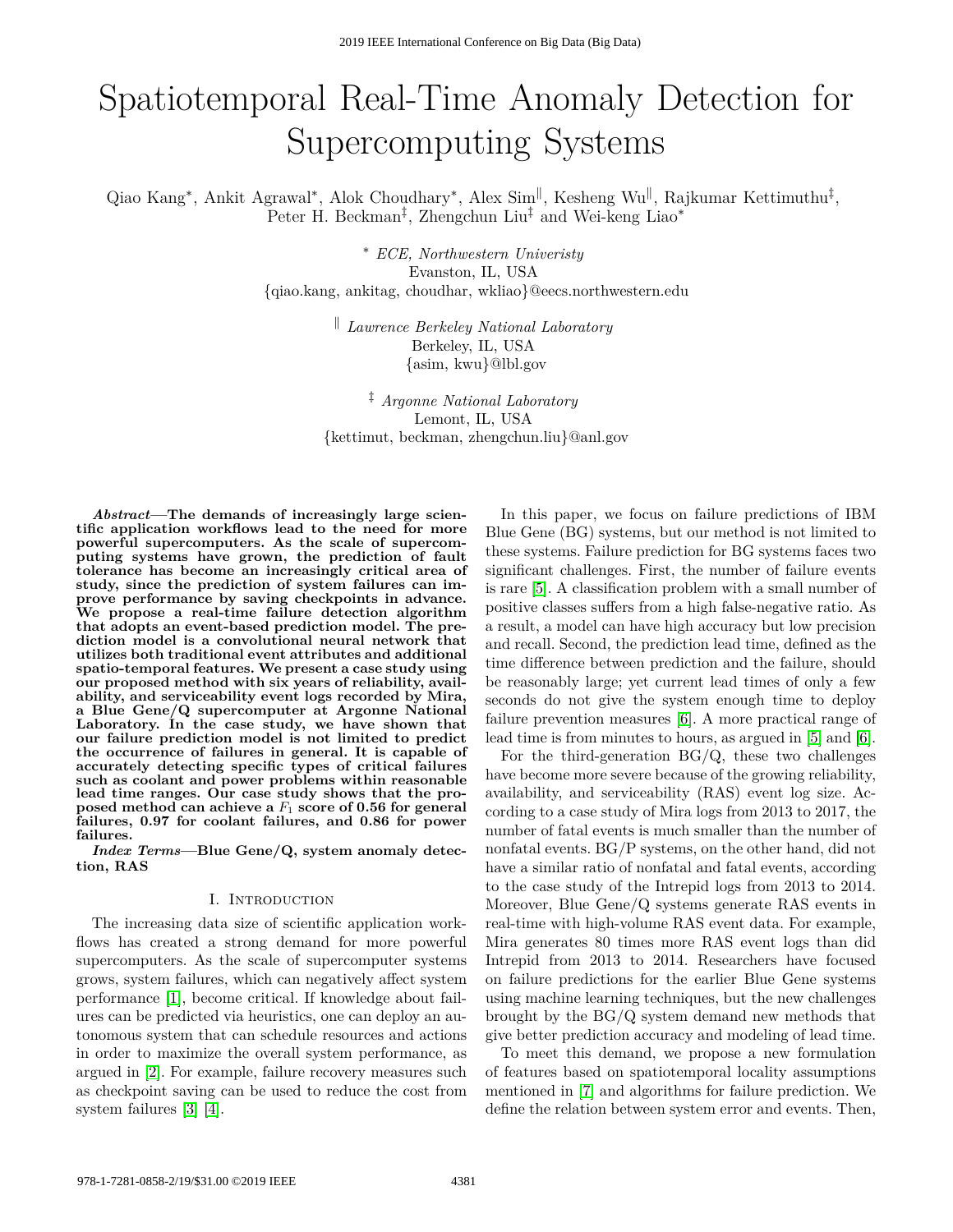# Spatiotemporal Real-Time Anomaly Detection for Supercomputing Systems

Qiao Kang*, Ankit Agrawal*, Alok Choudhary*, Alex Sim‖, Kesheng Wu‖, Rajkumar Kettimuthu‡, Peter H. Beckman‡, Zhengchun Liu‡ and Wei-keng Liao*

\* *ECE, Northwestern Univeristy*
Evanston, IL, USA
{qiao.kang, ankitag, choudhar, wkliao}@eecs.northwestern.edu

‖ *Lawrence Berkeley National Laboratory*
Berkeley, IL, USA
{asim, kwu}@lbl.gov

‡ *Argonne National Laboratory*
Lemont, IL, USA
{kettimut, beckman, zhengchun.liu}@anl.gov

***Abstract*—The demands of increasingly large scientific application workflows lead to the need for more powerful supercomputers. As the scale of supercomputing systems have grown, the prediction of fault tolerance has become an increasingly critical area of study, since the prediction of system failures can improve performance by saving checkpoints in advance. We propose a real-time failure detection algorithm that adopts an event-based prediction model. The prediction model is a convolutional neural network that utilizes both traditional event attributes and additional spatio-temporal features. We present a case study using our proposed method with six years of reliability, availability, and serviceability event logs recorded by Mira, a Blue Gene/Q supercomputer at Argonne National Laboratory. In the case study, we have shown that our failure prediction model is not limited to predict the occurrence of failures in general. It is capable of accurately detecting specific types of critical failures such as coolant and power problems within reasonable lead time ranges. Our case study shows that the proposed method can achieve a $F_1$ score of 0.56 for general failures, 0.97 for coolant failures, and 0.86 for power failures.**

***Index Terms*—Blue Gene/Q, system anomaly detection, RAS**

## I. Introduction

The increasing data size of scientific application workflows has created a strong demand for more powerful supercomputers. As the scale of supercomputer systems grows, system failures, which can negatively affect system performance [1], become critical. If knowledge about failures can be predicted via heuristics, one can deploy an autonomous system that can schedule resources and actions in order to maximize the overall system performance, as argued in [2]. For example, failure recovery measures such as checkpoint saving can be used to reduce the cost from system failures [3] [4].

In this paper, we focus on failure predictions of IBM Blue Gene (BG) systems, but our method is not limited to these systems. Failure prediction for BG systems faces two significant challenges. First, the number of failure events is rare [5]. A classification problem with a small number of positive classes suffers from a high false-negative ratio. As a result, a model can have high accuracy but low precision and recall. Second, the prediction lead time, defined as the time difference between prediction and the failure, should be reasonably large; yet current lead times of only a few seconds do not give the system enough time to deploy failure prevention measures [6]. A more practical range of lead time is from minutes to hours, as argued in [5] and [6].

For the third-generation BG/Q, these two challenges have become more severe because of the growing reliability, availability, and serviceability (RAS) event log size. According to a case study of Mira logs from 2013 to 2017, the number of fatal events is much smaller than the number of nonfatal events. BG/P systems, on the other hand, did not have a similar ratio of nonfatal and fatal events, according to the case study of the Intrepid logs from 2013 to 2014. Moreover, Blue Gene/Q systems generate RAS events in real-time with high-volume RAS event data. For example, Mira generates 80 times more RAS event logs than did Intrepid from 2013 to 2014. Researchers have focused on failure predictions for the earlier Blue Gene systems using machine learning techniques, but the new challenges brought by the BG/Q system demand new methods that give better prediction accuracy and modeling of lead time.

To meet this demand, we propose a new formulation of features based on spatiotemporal locality assumptions mentioned in [7] and algorithms for failure prediction. We define the relation between system error and events. Then,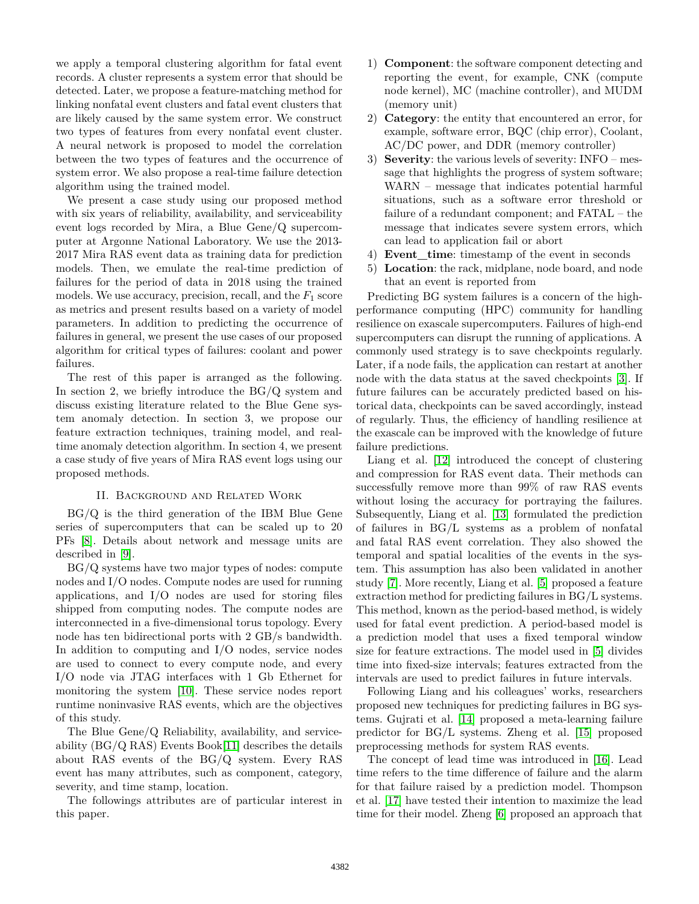we apply a temporal clustering algorithm for fatal event records. A cluster represents a system error that should be detected. Later, we propose a feature-matching method for linking nonfatal event clusters and fatal event clusters that are likely caused by the same system error. We construct two types of features from every nonfatal event cluster. A neural network is proposed to model the correlation between the two types of features and the occurrence of system error. We also propose a real-time failure detection algorithm using the trained model.

We present a case study using our proposed method with six years of reliability, availability, and serviceability event logs recorded by Mira, a Blue Gene/Q supercomputer at Argonne National Laboratory. We use the 2013-2017 Mira RAS event data as training data for prediction models. Then, we emulate the real-time prediction of failures for the period of data in 2018 using the trained models. We use accuracy, precision, recall, and the $F_1$ score as metrics and present results based on a variety of model parameters. In addition to predicting the occurrence of failures in general, we present the use cases of our proposed algorithm for critical types of failures: coolant and power failures.

The rest of this paper is arranged as the following. In section 2, we briefly introduce the BG/Q system and discuss existing literature related to the Blue Gene system anomaly detection. In section 3, we propose our feature extraction techniques, training model, and real-time anomaly detection algorithm. In section 4, we present a case study of five years of Mira RAS event logs using our proposed methods.

## II. Background and Related Work

BG/Q is the third generation of the IBM Blue Gene series of supercomputers that can be scaled up to 20 PFs [8]. Details about network and message units are described in [9].

BG/Q systems have two major types of nodes: compute nodes and I/O nodes. Compute nodes are used for running applications, and I/O nodes are used for storing files shipped from computing nodes. The compute nodes are interconnected in a five-dimensional torus topology. Every node has ten bidirectional ports with 2 GB/s bandwidth. In addition to computing and I/O nodes, service nodes are used to connect to every compute node, and every I/O node via JTAG interfaces with 1 Gb Ethernet for monitoring the system [10]. These service nodes report runtime noninvasive RAS events, which are the objectives of this study.

The Blue Gene/Q Reliability, availability, and serviceability (BG/Q RAS) Events Book[11] describes the details about RAS events of the BG/Q system. Every RAS event has many attributes, such as component, category, severity, and time stamp, location.

The followings attributes are of particular interest in this paper.

1) **Component**: the software component detecting and reporting the event, for example, CNK (compute node kernel), MC (machine controller), and MUDM (memory unit)
2) **Category**: the entity that encountered an error, for example, software error, BQC (chip error), Coolant, AC/DC power, and DDR (memory controller)
3) **Severity**: the various levels of severity: INFO – message that highlights the progress of system software; WARN – message that indicates potential harmful situations, such as a software error threshold or failure of a redundant component; and FATAL – the message that indicates severe system errors, which can lead to application fail or abort
4) **Event_time**: timestamp of the event in seconds
5) **Location**: the rack, midplane, node board, and node that an event is reported from

Predicting BG system failures is a concern of the high-performance computing (HPC) community for handling resilience on exascale supercomputers. Failures of high-end supercomputers can disrupt the running of applications. A commonly used strategy is to save checkpoints regularly. Later, if a node fails, the application can restart at another node with the data status at the saved checkpoints [3]. If future failures can be accurately predicted based on historical data, checkpoints can be saved accordingly, instead of regularly. Thus, the efficiency of handling resilience at the exascale can be improved with the knowledge of future failure predictions.

Liang et al. [12] introduced the concept of clustering and compression for RAS event data. Their methods can successfully remove more than 99% of raw RAS events without losing the accuracy for portraying the failures. Subsequently, Liang et al. [13] formulated the prediction of failures in BG/L systems as a problem of nonfatal and fatal RAS event correlation. They also showed the temporal and spatial localities of the events in the system. This assumption has also been validated in another study [7]. More recently, Liang et al. [5] proposed a feature extraction method for predicting failures in BG/L systems. This method, known as the period-based method, is widely used for fatal event prediction. A period-based model is a prediction model that uses a fixed temporal window size for feature extractions. The model used in [5] divides time into fixed-size intervals; features extracted from the intervals are used to predict failures in future intervals.

Following Liang and his colleagues' works, researchers proposed new techniques for predicting failures in BG systems. Gujrati et al. [14] proposed a meta-learning failure predictor for BG/L systems. Zheng et al. [15] proposed preprocessing methods for system RAS events.

The concept of lead time was introduced in [16]. Lead time refers to the time difference of failure and the alarm for that failure raised by a prediction model. Thompson et al. [17] have tested their intention to maximize the lead time for their model. Zheng [6] proposed an approach that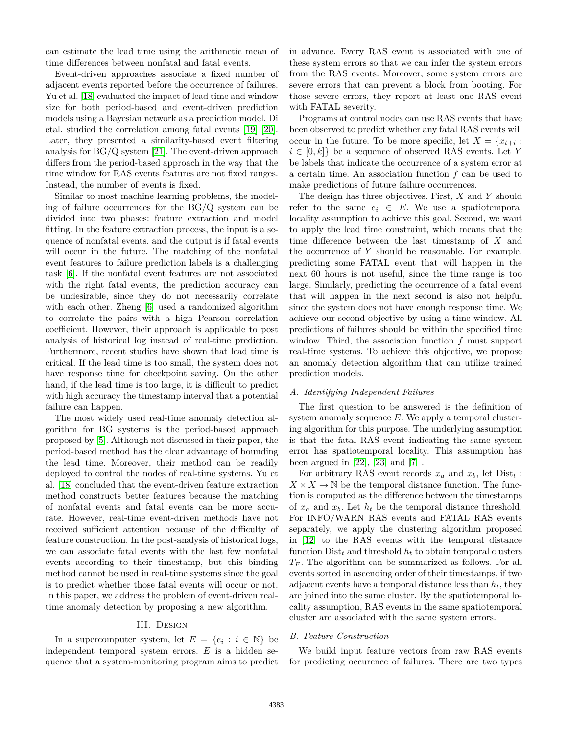can estimate the lead time using the arithmetic mean of time differences between nonfatal and fatal events.

Event-driven approaches associate a fixed number of adjacent events reported before the occurrence of failures. Yu et al. [18] evaluated the impact of lead time and window size for both period-based and event-driven prediction models using a Bayesian network as a prediction model. Di etal. studied the correlation among fatal events [19] [20]. Later, they presented a similarity-based event filtering analysis for BG/Q system [21]. The event-driven approach differs from the period-based approach in the way that the time window for RAS events features are not fixed ranges. Instead, the number of events is fixed.

Similar to most machine learning problems, the modeling of failure occurrences for the BG/Q system can be divided into two phases: feature extraction and model fitting. In the feature extraction process, the input is a sequence of nonfatal events, and the output is if fatal events will occur in the future. The matching of the nonfatal event features to failure prediction labels is a challenging task [6]. If the nonfatal event features are not associated with the right fatal events, the prediction accuracy can be undesirable, since they do not necessarily correlate with each other. Zheng [6] used a randomized algorithm to correlate the pairs with a high Pearson correlation coefficient. However, their approach is applicable to post analysis of historical log instead of real-time prediction. Furthermore, recent studies have shown that lead time is critical. If the lead time is too small, the system does not have response time for checkpoint saving. On the other hand, if the lead time is too large, it is difficult to predict with high accuracy the timestamp interval that a potential failure can happen.

The most widely used real-time anomaly detection algorithm for BG systems is the period-based approach proposed by [5]. Although not discussed in their paper, the period-based method has the clear advantage of bounding the lead time. Moreover, their method can be readily deployed to control the nodes of real-time systems. Yu et al. [18] concluded that the event-driven feature extraction method constructs better features because the matching of nonfatal events and fatal events can be more accurate. However, real-time event-driven methods have not received sufficient attention because of the difficulty of feature construction. In the post-analysis of historical logs, we can associate fatal events with the last few nonfatal events according to their timestamp, but this binding method cannot be used in real-time systems since the goal is to predict whether those fatal events will occur or not. In this paper, we address the problem of event-driven real-time anomaly detection by proposing a new algorithm.

## III. Design

In a supercomputer system, let $E = \{e_i : i \in \mathbb{N}\}$ be independent temporal system errors. $E$ is a hidden sequence that a system-monitoring program aims to predict in advance. Every RAS event is associated with one of these system errors so that we can infer the system errors from the RAS events. Moreover, some system errors are severe errors that can prevent a block from booting. For those severe errors, they report at least one RAS event with FATAL severity.

Programs at control nodes can use RAS events that have been observed to predict whether any fatal RAS events will occur in the future. To be more specific, let $X = \{x_{t+i} : i \in [0, k]\}$ be a sequence of observed RAS events. Let $Y$ be labels that indicate the occurrence of a system error at a certain time. An association function $f$ can be used to make predictions of future failure occurrences.

The design has three objectives. First, $X$ and $Y$ should refer to the same $e_i \in E$. We use a spatiotemporal locality assumption to achieve this goal. Second, we want to apply the lead time constraint, which means that the time difference between the last timestamp of $X$ and the occurrence of $Y$ should be reasonable. For example, predicting some FATAL event that will happen in the next 60 hours is not useful, since the time range is too large. Similarly, predicting the occurrence of a fatal event that will happen in the next second is also not helpful since the system does not have enough response time. We achieve our second objective by using a time window. All predictions of failures should be within the specified time window. Third, the association function $f$ must support real-time systems. To achieve this objective, we propose an anomaly detection algorithm that can utilize trained prediction models.

### A. Identifying Independent Failures

The first question to be answered is the definition of system anomaly sequence $E$. We apply a temporal clustering algorithm for this purpose. The underlying assumption is that the fatal RAS event indicating the same system error has spatiotemporal locality. This assumption has been argued in [22], [23] and [7] .

For arbitrary RAS event records $x_a$ and $x_b$, let $\text{Dist}_t : X \times X \to \mathbb{N}$ be the temporal distance function. The function is computed as the difference between the timestamps of $x_a$ and $x_b$. Let $h_t$ be the temporal distance threshold. For INFO/WARN RAS events and FATAL RAS events separately, we apply the clustering algorithm proposed in [12] to the RAS events with the temporal distance function $\text{Dist}_t$ and threshold $h_t$ to obtain temporal clusters $T_F$. The algorithm can be summarized as follows. For all events sorted in ascending order of their timestamps, if two adjacent events have a temporal distance less than $h_t$, they are joined into the same cluster. By the spatiotemporal locality assumption, RAS events in the same spatiotemporal cluster are associated with the same system errors.

### B. Feature Construction

We build input feature vectors from raw RAS events for predicting occurence of failures. There are two types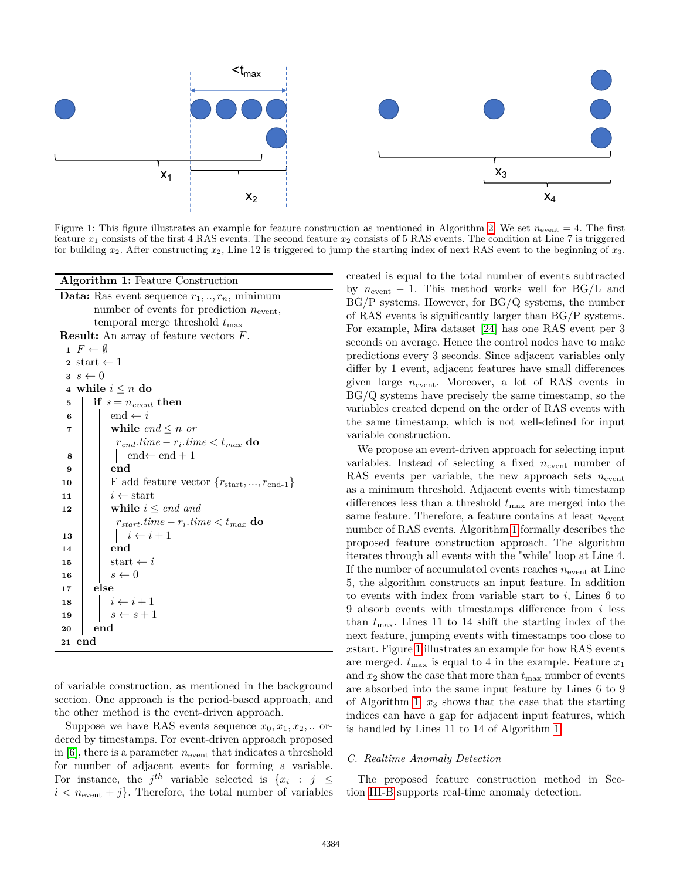Figure 1: This figure illustrates an example for feature construction as mentioned in Algorithm 2. We set $n_{\text{event}} = 4$. The first feature $x_1$ consists of the first 4 RAS events. The second feature $x_2$ consists of 5 RAS events. The condition at Line 7 is triggered for building $x_2$. After constructing $x_2$, Line 12 is triggered to jump the starting index of next RAS event to the beginning of $x_3$.

**Algorithm 1:** Feature Construction

**Data:** Ras event sequence $r_1, .., r_n$, minimum number of events for prediction $n_{\text{event}}$, temporal merge threshold $t_{\max}$

**Result:** An array of feature vectors $F$.

```
1  F ← ∅
2  start ← 1
3  s ← 0
4  while i ≤ n do
5      if s = n_event then
6          end ← i
7          while end ≤ n or r_end.time − r_i.time < t_max do
8              end ← end + 1
9          end
10         F add feature vector {r_start, ..., r_end-1}
11         i ← start
12         while i ≤ end and r_start.time − r_i.time < t_max do
13             i ← i + 1
14         end
15         start ← i
16         s ← 0
17     else
18         i ← i + 1
19         s ← s + 1
20     end
21 end
```

of variable construction, as mentioned in the background section. One approach is the period-based approach, and the other method is the event-driven approach.

Suppose we have RAS events sequence $x_0, x_1, x_2, ..$ ordered by timestamps. For event-driven approach proposed in [6], there is a parameter $n_{\text{event}}$ that indicates a threshold for number of adjacent events for forming a variable. For instance, the $j^{th}$ variable selected is $\{x_i : j \leq i < n_{\text{event}} + j\}$. Therefore, the total number of variables created is equal to the total number of events subtracted by $n_{\text{event}} - 1$. This method works well for BG/L and BG/P systems. However, for BG/Q systems, the number of RAS events is significantly larger than BG/P systems. For example, Mira dataset [24] has one RAS event per 3 seconds on average. Hence the control nodes have to make predictions every 3 seconds. Since adjacent variables only differ by 1 event, adjacent features have small differences given large $n_{\text{event}}$. Moreover, a lot of RAS events in BG/Q systems have precisely the same timestamp, so the variables created depend on the order of RAS events with the same timestamp, which is not well-defined for input variable construction.

We propose an event-driven approach for selecting input variables. Instead of selecting a fixed $n_{\text{event}}$ number of RAS events per variable, the new approach sets $n_{\text{event}}$ as a minimum threshold. Adjacent events with timestamp differences less than a threshold $t_{\max}$ are merged into the same feature. Therefore, a feature contains at least $n_{\text{event}}$ number of RAS events. Algorithm 1 formally describes the proposed feature construction approach. The algorithm iterates through all events with the "while" loop at Line 4. If the number of accumulated events reaches $n_{\text{event}}$ at Line 5, the algorithm constructs an input feature. In addition to events with index from variable start to $i$, Lines 6 to 9 absorb events with timestamps difference from $i$ less than $t_{\max}$. Lines 11 to 14 shift the starting index of the next feature, jumping events with timestamps too close to $x$start. Figure 1 illustrates an example for how RAS events are merged. $t_{\max}$ is equal to 4 in the example. Feature $x_1$ and $x_2$ show the case that more than $t_{\max}$ number of events are absorbed into the same input feature by Lines 6 to 9 of Algorithm 1. $x_3$ shows that the case that the starting indices can have a gap for adjacent input features, which is handled by Lines 11 to 14 of Algorithm 1.

### C. Realtime Anomaly Detection

The proposed feature construction method in Section III-B supports real-time anomaly detection.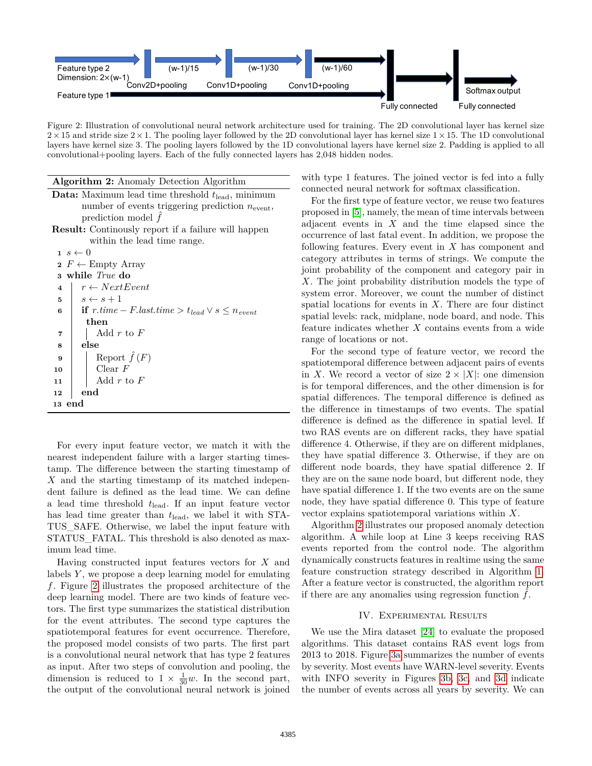Feature type 2
Dimension: 2×(w-1)

(w-1)/15 — Conv2D+pooling

(w-1)/30 — Conv1D+pooling

(w-1)/60 — Conv1D+pooling

Feature type 1

Fully connected

Fully connected

Softmax output

Figure 2: Illustration of convolutional neural network architecture used for training. The 2D convolutional layer has kernel size $2 \times 15$ and stride size $2 \times 1$. The pooling layer followed by the 2D convolutional layer has kernel size $1 \times 15$. The 1D convolutional layers have kernel size 3. The pooling layers followed by the 1D convolutional layers have kernel size 2. Padding is applied to all convolutional+pooling layers. Each of the fully connected layers has 2,048 hidden nodes.

**Algorithm 2:** Anomaly Detection Algorithm

**Data:** Maximum lead time threshold $t_{\text{lead}}$, minimum number of events triggering prediction $n_{\text{event}}$, prediction model $\hat{f}$

**Result:** Continously report if a failure will happen within the lead time range.

```
1  s ← 0
2  F ← Empty Array
3  while True do
4      r ← NextEvent
5      s ← s + 1
6      if r.time − F.last.time > t_lead ∨ s ≤ n_event then
7          Add r to F
8      else
9          Report f̂(F)
10         Clear F
11         Add r to F
12     end
13 end
```

For every input feature vector, we match it with the nearest independent failure with a larger starting timestamp. The difference between the starting timestamp of $X$ and the starting timestamp of its matched independent failure is defined as the lead time. We can define a lead time threshold $t_{\text{lead}}$. If an input feature vector has lead time greater than $t_{\text{lead}}$, we label it with STATUS_SAFE. Otherwise, we label the input feature with STATUS_FATAL. This threshold is also denoted as maximum lead time.

Having constructed input features vectors for $X$ and labels $Y$, we propose a deep learning model for emulating $f$. Figure 2 illustrates the proposed architecture of the deep learning model. There are two kinds of feature vectors. The first type summarizes the statistical distribution for the event attributes. The second type captures the spatiotemporal features for event occurrence. Therefore, the proposed model consists of two parts. The first part is a convolutional neural network that has type 2 features as input. After two steps of convolution and pooling, the dimension is reduced to $1 \times \frac{1}{30}w$. In the second part, the output of the convolutional neural network is joined with type 1 features. The joined vector is fed into a fully connected neural network for softmax classification.

For the first type of feature vector, we reuse two features proposed in [5], namely, the mean of time intervals between adjacent events in $X$ and the time elapsed since the occurrence of last fatal event. In addition, we propose the following features. Every event in $X$ has component and category attributes in terms of strings. We compute the joint probability of the component and category pair in $X$. The joint probability distribution models the type of system error. Moreover, we count the number of distinct spatial locations for events in $X$. There are four distinct spatial levels: rack, midplane, node board, and node. This feature indicates whether $X$ contains events from a wide range of locations or not.

For the second type of feature vector, we record the spatiotemporal difference between adjacent pairs of events in $X$. We record a vector of size $2 \times |X|$: one dimension is for temporal differences, and the other dimension is for spatial differences. The temporal difference is defined as the difference in timestamps of two events. The spatial difference is defined as the difference in spatial level. If two RAS events are on different racks, they have spatial difference 4. Otherwise, if they are on different midplanes, they have spatial difference 3. Otherwise, if they are on different node boards, they have spatial difference 2. If they are on the same node board, but different node, they have spatial difference 1. If the two events are on the same node, they have spatial difference 0. This type of feature vector explains spatiotemporal variations within $X$.

Algorithm 2 illustrates our proposed anomaly detection algorithm. A while loop at Line 3 keeps receiving RAS events reported from the control node. The algorithm dynamically constructs features in realtime using the same feature construction strategy described in Algorithm 1. After a feature vector is constructed, the algorithm report if there are any anomalies using regression function $\hat{f}$.

## IV. Experimental Results

We use the Mira dataset [24] to evaluate the proposed algorithms. This dataset contains RAS event logs from 2013 to 2018. Figure 3a summarizes the number of events by severity. Most events have WARN-level severity. Events with INFO severity in Figures 3b, 3c, and 3d indicate the number of events across all years by severity. We can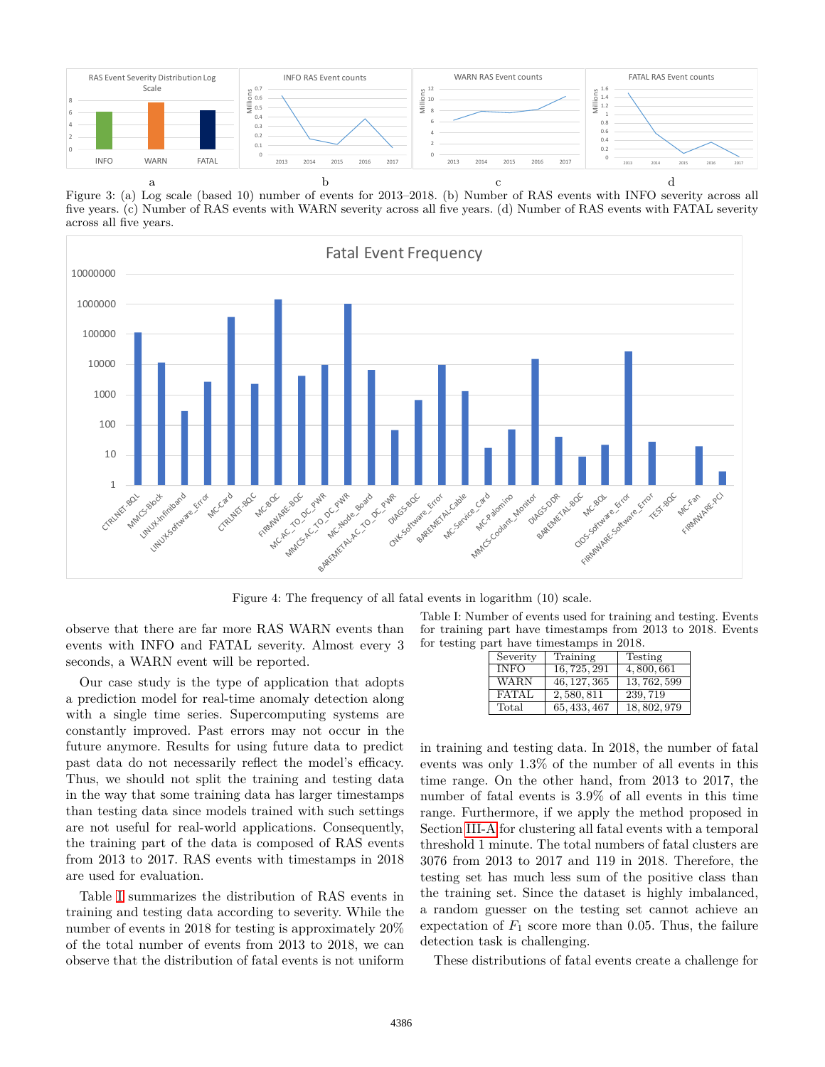Figure 3: (a) Log scale (based 10) number of events for 2013–2018. (b) Number of RAS events with INFO severity across all five years. (c) Number of RAS events with WARN severity across all five years. (d) Number of RAS events with FATAL severity across all five years.

Figure 4: The frequency of all fatal events in logarithm (10) scale.

observe that there are far more RAS WARN events than events with INFO and FATAL severity. Almost every 3 seconds, a WARN event will be reported.

Our case study is the type of application that adopts a prediction model for real-time anomaly detection along with a single time series. Supercomputing systems are constantly improved. Past errors may not occur in the future anymore. Results for using future data to predict past data do not necessarily reflect the model's efficacy. Thus, we should not split the training and testing data in the way that some training data has larger timestamps than testing data since models trained with such settings are not useful for real-world applications. Consequently, the training part of the data is composed of RAS events from 2013 to 2017. RAS events with timestamps in 2018 are used for evaluation.

Table I summarizes the distribution of RAS events in training and testing data according to severity. While the number of events in 2018 for testing is approximately 20% of the total number of events from 2013 to 2018, we can observe that the distribution of fatal events is not uniform

Table I: Number of events used for training and testing. Events for training part have timestamps from 2013 to 2018. Events for testing part have timestamps in 2018.

| Severity | Training | Testing |
|---|---|---|
| INFO | 16,725,291 | 4,800,661 |
| WARN | 46,127,365 | 13,762,599 |
| FATAL | 2,580,811 | 239,719 |
| Total | 65,433,467 | 18,802,979 |

in training and testing data. In 2018, the number of fatal events was only 1.3% of the number of all events in this time range. On the other hand, from 2013 to 2017, the number of fatal events is 3.9% of all events in this time range. Furthermore, if we apply the method proposed in Section III-A for clustering all fatal events with a temporal threshold 1 minute. The total numbers of fatal clusters are 3076 from 2013 to 2017 and 119 in 2018. Therefore, the testing set has much less sum of the positive class than the training set. Since the dataset is highly imbalanced, a random guesser on the testing set cannot achieve an expectation of $F_1$ score more than 0.05. Thus, the failure detection task is challenging.

These distributions of fatal events create a challenge for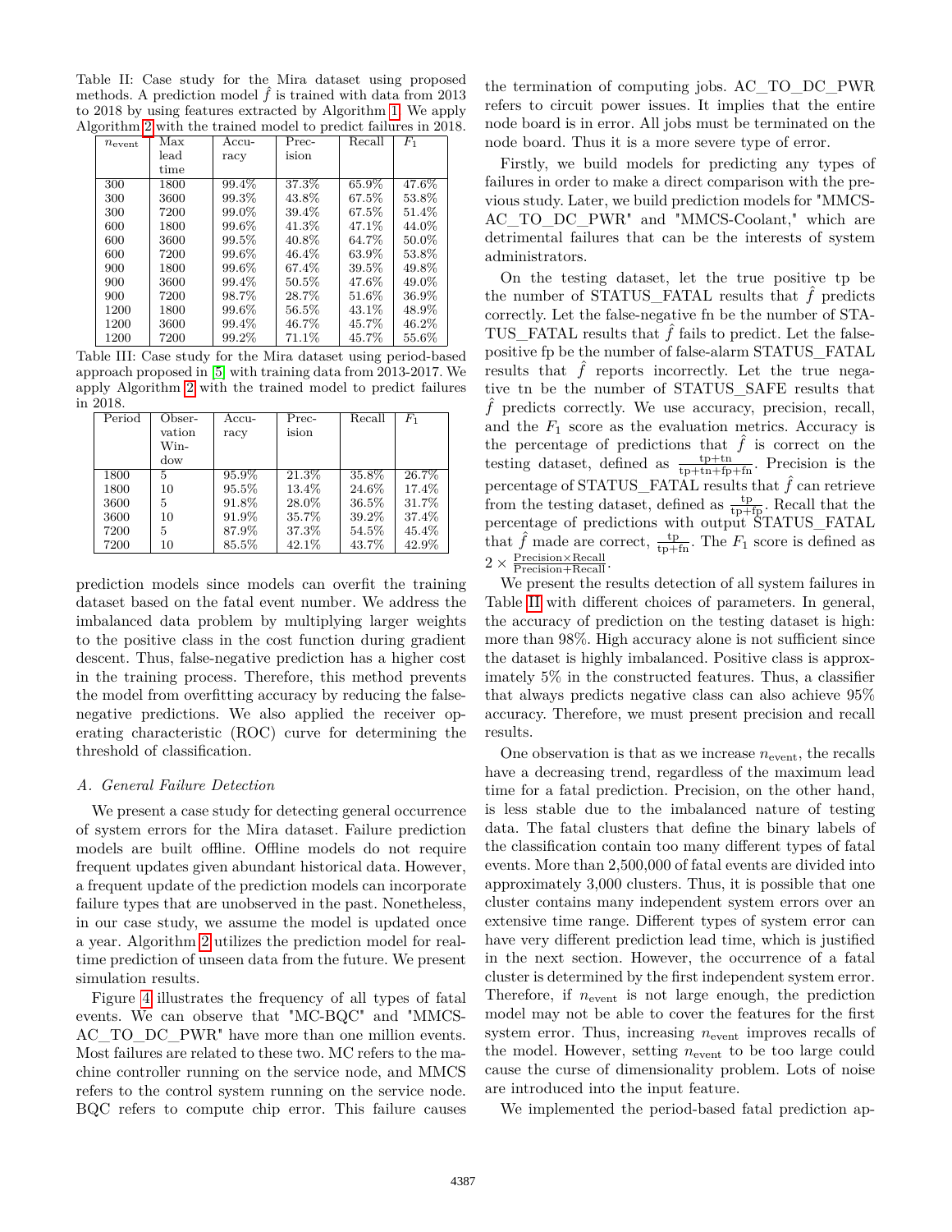Table II: Case study for the Mira dataset using proposed methods. A prediction model $\hat{f}$ is trained with data from 2013 to 2018 by using features extracted by Algorithm 1. We apply Algorithm 2 with the trained model to predict failures in 2018.

| $n_{\text{event}}$ | Max lead time | Accuracy | Precision | Recall | $F_1$ |
|---|---|---|---|---|---|
| 300 | 1800 | 99.4% | 37.3% | 65.9% | 47.6% |
| 300 | 3600 | 99.3% | 43.8% | 67.5% | 53.8% |
| 300 | 7200 | 99.0% | 39.4% | 67.5% | 51.4% |
| 600 | 1800 | 99.6% | 41.3% | 47.1% | 44.0% |
| 600 | 3600 | 99.5% | 40.8% | 64.7% | 50.0% |
| 600 | 7200 | 99.6% | 46.4% | 63.9% | 53.8% |
| 900 | 1800 | 99.6% | 67.4% | 39.5% | 49.8% |
| 900 | 3600 | 99.4% | 50.5% | 47.6% | 49.0% |
| 900 | 7200 | 98.7% | 28.7% | 51.6% | 36.9% |
| 1200 | 1800 | 99.6% | 56.5% | 43.1% | 48.9% |
| 1200 | 3600 | 99.4% | 46.7% | 45.7% | 46.2% |
| 1200 | 7200 | 99.2% | 71.1% | 45.7% | 55.6% |

Table III: Case study for the Mira dataset using period-based approach proposed in [5] with training data from 2013-2017. We apply Algorithm 2 with the trained model to predict failures in 2018.

| Period | Observation Window | Accuracy | Precision | Recall | $F_1$ |
|---|---|---|---|---|---|
| 1800 | 5 | 95.9% | 21.3% | 35.8% | 26.7% |
| 1800 | 10 | 95.5% | 13.4% | 24.6% | 17.4% |
| 3600 | 5 | 91.8% | 28.0% | 36.5% | 31.7% |
| 3600 | 10 | 91.9% | 35.7% | 39.2% | 37.4% |
| 7200 | 5 | 87.9% | 37.3% | 54.5% | 45.4% |
| 7200 | 10 | 85.5% | 42.1% | 43.7% | 42.9% |

prediction models since models can overfit the training dataset based on the fatal event number. We address the imbalanced data problem by multiplying larger weights to the positive class in the cost function during gradient descent. Thus, false-negative prediction has a higher cost in the training process. Therefore, this method prevents the model from overfitting accuracy by reducing the false-negative predictions. We also applied the receiver operating characteristic (ROC) curve for determining the threshold of classification.

### *A. General Failure Detection*

We present a case study for detecting general occurrence of system errors for the Mira dataset. Failure prediction models are built offline. Offline models do not require frequent updates given abundant historical data. However, a frequent update of the prediction models can incorporate failure types that are unobserved in the past. Nonetheless, in our case study, we assume the model is updated once a year. Algorithm 2 utilizes the prediction model for real-time prediction of unseen data from the future. We present simulation results.

Figure 4 illustrates the frequency of all types of fatal events. We can observe that "MC-BQC" and "MMCS-AC_TO_DC_PWR" have more than one million events. Most failures are related to these two. MC refers to the machine controller running on the service node, and MMCS refers to the control system running on the service node. BQC refers to compute chip error. This failure causes the termination of computing jobs. AC_TO_DC_PWR refers to circuit power issues. It implies that the entire node board is in error. All jobs must be terminated on the node board. Thus it is a more severe type of error.

Firstly, we build models for predicting any types of failures in order to make a direct comparison with the previous study. Later, we build prediction models for "MMCS-AC_TO_DC_PWR" and "MMCS-Coolant," which are detrimental failures that can be the interests of system administrators.

On the testing dataset, let the true positive tp be the number of STATUS_FATAL results that $\hat{f}$ predicts correctly. Let the false-negative fn be the number of STATUS_FATAL results that $\hat{f}$ fails to predict. Let the false-positive fp be the number of false-alarm STATUS_FATAL results that $\hat{f}$ reports incorrectly. Let the true negative tn be the number of STATUS_SAFE results that $\hat{f}$ predicts correctly. We use accuracy, precision, recall, and the $F_1$ score as the evaluation metrics. Accuracy is the percentage of predictions that $\hat{f}$ is correct on the testing dataset, defined as $\frac{\text{tp}+\text{tn}}{\text{tp}+\text{tn}+\text{fp}+\text{fn}}$. Precision is the percentage of STATUS_FATAL results that $\hat{f}$ can retrieve from the testing dataset, defined as $\frac{\text{tp}}{\text{tp}+\text{fp}}$. Recall that the percentage of predictions with output STATUS_FATAL that $\hat{f}$ made are correct, $\frac{\text{tp}}{\text{tp}+\text{fn}}$. The $F_1$ score is defined as $2 \times \frac{\text{Precision} \times \text{Recall}}{\text{Precision}+\text{Recall}}$.

We present the results detection of all system failures in Table II with different choices of parameters. In general, the accuracy of prediction on the testing dataset is high: more than 98%. High accuracy alone is not sufficient since the dataset is highly imbalanced. Positive class is approximately 5% in the constructed features. Thus, a classifier that always predicts negative class can also achieve 95% accuracy. Therefore, we must present precision and recall results.

One observation is that as we increase $n_{\text{event}}$, the recalls have a decreasing trend, regardless of the maximum lead time for a fatal prediction. Precision, on the other hand, is less stable due to the imbalanced nature of testing data. The fatal clusters that define the binary labels of the classification contain too many different types of fatal events. More than 2,500,000 of fatal events are divided into approximately 3,000 clusters. Thus, it is possible that one cluster contains many independent system errors over an extensive time range. Different types of system error can have very different prediction lead time, which is justified in the next section. However, the occurrence of a fatal cluster is determined by the first independent system error. Therefore, if $n_{\text{event}}$ is not large enough, the prediction model may not be able to cover the features for the first system error. Thus, increasing $n_{\text{event}}$ improves recalls of the model. However, setting $n_{\text{event}}$ to be too large could cause the curse of dimensionality problem. Lots of noise are introduced into the input feature.

We implemented the period-based fatal prediction ap-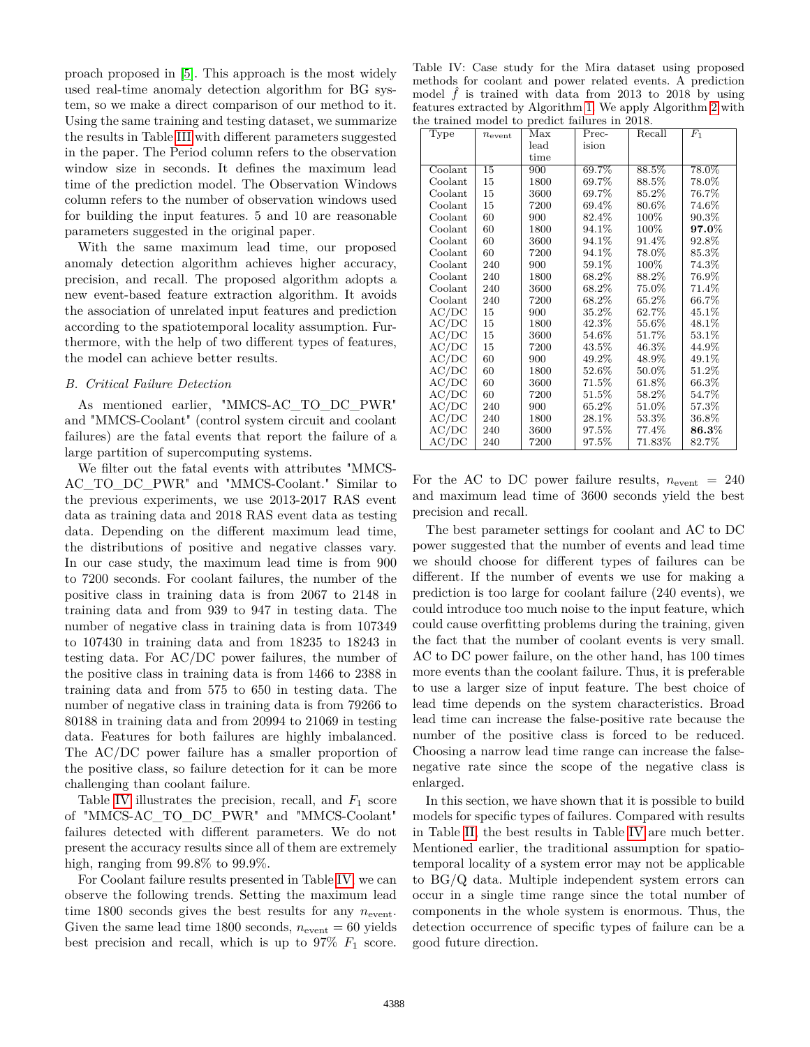proach proposed in [5]. This approach is the most widely used real-time anomaly detection algorithm for BG system, so we make a direct comparison of our method to it. Using the same training and testing dataset, we summarize the results in Table III with different parameters suggested in the paper. The Period column refers to the observation window size in seconds. It defines the maximum lead time of the prediction model. The Observation Windows column refers to the number of observation windows used for building the input features. 5 and 10 are reasonable parameters suggested in the original paper.

With the same maximum lead time, our proposed anomaly detection algorithm achieves higher accuracy, precision, and recall. The proposed algorithm adopts a new event-based feature extraction algorithm. It avoids the association of unrelated input features and prediction according to the spatiotemporal locality assumption. Furthermore, with the help of two different types of features, the model can achieve better results.

### *B. Critical Failure Detection*

As mentioned earlier, "MMCS-AC_TO_DC_PWR" and "MMCS-Coolant" (control system circuit and coolant failures) are the fatal events that report the failure of a large partition of supercomputing systems.

We filter out the fatal events with attributes "MMCS-AC_TO_DC_PWR" and "MMCS-Coolant." Similar to the previous experiments, we use 2013-2017 RAS event data as training data and 2018 RAS event data as testing data. Depending on the different maximum lead time, the distributions of positive and negative classes vary. In our case study, the maximum lead time is from 900 to 7200 seconds. For coolant failures, the number of the positive class in training data is from 2067 to 2148 in training data and from 939 to 947 in testing data. The number of negative class in training data is from 107349 to 107430 in training data and from 18235 to 18243 in testing data. For AC/DC power failures, the number of the positive class in training data is from 1466 to 2388 in training data and from 575 to 650 in testing data. The number of negative class in training data is from 79266 to 80188 in training data and from 20994 to 21069 in testing data. Features for both failures are highly imbalanced. The AC/DC power failure has a smaller proportion of the positive class, so failure detection for it can be more challenging than coolant failure.

Table IV illustrates the precision, recall, and $F_1$ score of "MMCS-AC_TO_DC_PWR" and "MMCS-Coolant" failures detected with different parameters. We do not present the accuracy results since all of them are extremely high, ranging from 99.8% to 99.9%.

For Coolant failure results presented in Table IV, we can observe the following trends. Setting the maximum lead time 1800 seconds gives the best results for any $n_{\text{event}}$. Given the same lead time 1800 seconds, $n_{\text{event}} = 60$ yields best precision and recall, which is up to 97% $F_1$ score.

Table IV: Case study for the Mira dataset using proposed methods for coolant and power related events. A prediction model $\hat{f}$ is trained with data from 2013 to 2018 by using features extracted by Algorithm 1. We apply Algorithm 2 with the trained model to predict failures in 2018.

| Type | $n_{\text{event}}$ | Max lead time | Precision | Recall | $F_1$ |
|---|---|---|---|---|---|
| Coolant | 15 | 900 | 69.7% | 88.5% | 78.0% |
| Coolant | 15 | 1800 | 69.7% | 88.5% | 78.0% |
| Coolant | 15 | 3600 | 69.7% | 85.2% | 76.7% |
| Coolant | 15 | 7200 | 69.4% | 80.6% | 74.6% |
| Coolant | 60 | 900 | 82.4% | 100% | 90.3% |
| Coolant | 60 | 1800 | 94.1% | 100% | **97.0**% |
| Coolant | 60 | 3600 | 94.1% | 91.4% | 92.8% |
| Coolant | 60 | 7200 | 94.1% | 78.0% | 85.3% |
| Coolant | 240 | 900 | 59.1% | 100% | 74.3% |
| Coolant | 240 | 1800 | 68.2% | 88.2% | 76.9% |
| Coolant | 240 | 3600 | 68.2% | 75.0% | 71.4% |
| Coolant | 240 | 7200 | 68.2% | 65.2% | 66.7% |
| AC/DC | 15 | 900 | 35.2% | 62.7% | 45.1% |
| AC/DC | 15 | 1800 | 42.3% | 55.6% | 48.1% |
| AC/DC | 15 | 3600 | 54.6% | 51.7% | 53.1% |
| AC/DC | 15 | 7200 | 43.5% | 46.3% | 44.9% |
| AC/DC | 60 | 900 | 49.2% | 48.9% | 49.1% |
| AC/DC | 60 | 1800 | 52.6% | 50.0% | 51.2% |
| AC/DC | 60 | 3600 | 71.5% | 61.8% | 66.3% |
| AC/DC | 60 | 7200 | 51.5% | 58.2% | 54.7% |
| AC/DC | 240 | 900 | 65.2% | 51.0% | 57.3% |
| AC/DC | 240 | 1800 | 28.1% | 53.3% | 36.8% |
| AC/DC | 240 | 3600 | 97.5% | 77.4% | **86.3**% |
| AC/DC | 240 | 7200 | 97.5% | 71.83% | 82.7% |

For the AC to DC power failure results, $n_{\text{event}} = 240$ and maximum lead time of 3600 seconds yield the best precision and recall.

The best parameter settings for coolant and AC to DC power suggested that the number of events and lead time we should choose for different types of failures can be different. If the number of events we use for making a prediction is too large for coolant failure (240 events), we could introduce too much noise to the input feature, which could cause overfitting problems during the training, given the fact that the number of coolant events is very small. AC to DC power failure, on the other hand, has 100 times more events than the coolant failure. Thus, it is preferable to use a larger size of input feature. The best choice of lead time depends on the system characteristics. Broad lead time can increase the false-positive rate because the number of the positive class is forced to be reduced. Choosing a narrow lead time range can increase the false-negative rate since the scope of the negative class is enlarged.

In this section, we have shown that it is possible to build models for specific types of failures. Compared with results in Table II, the best results in Table IV are much better. Mentioned earlier, the traditional assumption for spatio-temporal locality of a system error may not be applicable to BG/Q data. Multiple independent system errors can occur in a single time range since the total number of components in the whole system is enormous. Thus, the detection occurrence of specific types of failure can be a good future direction.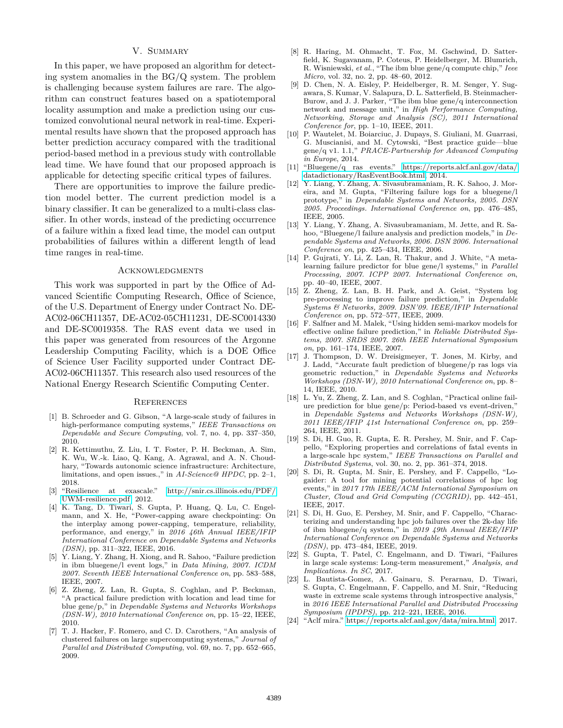## V. Summary

In this paper, we have proposed an algorithm for detecting system anomalies in the BG/Q system. The problem is challenging because system failures are rare. The algorithm can construct features based on a spatiotemporal locality assumption and make a prediction using our customized convolutional neural network in real-time. Experimental results have shown that the proposed approach has better prediction accuracy compared with the traditional period-based method in a previous study with controllable lead time. We have found that our proposed approach is applicable for detecting specific critical types of failures.

There are opportunities to improve the failure prediction model better. The current prediction model is a binary classifier. It can be generalized to a multi-class classifier. In other words, instead of the predicting occurrence of a failure within a fixed lead time, the model can output probabilities of failures within a different length of lead time ranges in real-time.

## Acknowledgments

This work was supported in part by the Office of Advanced Scientific Computing Research, Office of Science, of the U.S. Department of Energy under Contract No. DE-AC02-06CH11357, DE-AC02-05CH11231, DE-SC0014330 and DE-SC0019358. The RAS event data we used in this paper was generated from resources of the Argonne Leadership Computing Facility, which is a DOE Office of Science User Facility supported under Contract DE-AC02-06CH11357. This research also used resources of the National Energy Research Scientific Computing Center.

## References

[1] B. Schroeder and G. Gibson, "A large-scale study of failures in high-performance computing systems," *IEEE Transactions on Dependable and Secure Computing*, vol. 7, no. 4, pp. 337–350, 2010.

[2] R. Kettimuthu, Z. Liu, I. T. Foster, P. H. Beckman, A. Sim, K. Wu, W.-k. Liao, Q. Kang, A. Agrawal, and A. N. Choudhary, "Towards autonomic science infrastructure: Architecture, limitations, and open issues.," in *AI-Science@ HPDC*, pp. 2–1, 2018.

[3] "Resilience at exascale." http://snir.cs.illinois.edu/PDF/UWM-resilience.pdf, 2012.

[4] K. Tang, D. Tiwari, S. Gupta, P. Huang, Q. Lu, C. Engelmann, and X. He, "Power-capping aware checkpointing: On the interplay among power-capping, temperature, reliability, performance, and energy," in *2016 46th Annual IEEE/IFIP International Conference on Dependable Systems and Networks (DSN)*, pp. 311–322, IEEE, 2016.

[5] Y. Liang, Y. Zhang, H. Xiong, and R. Sahoo, "Failure prediction in ibm bluegene/l event logs," in *Data Mining, 2007. ICDM 2007. Seventh IEEE International Conference on*, pp. 583–588, IEEE, 2007.

[6] Z. Zheng, Z. Lan, R. Gupta, S. Coghlan, and P. Beckman, "A practical failure prediction with location and lead time for blue gene/p," in *Dependable Systems and Networks Workshops (DSN-W), 2010 International Conference on*, pp. 15–22, IEEE, 2010.

[7] T. J. Hacker, F. Romero, and C. D. Carothers, "An analysis of clustered failures on large supercomputing systems," *Journal of Parallel and Distributed Computing*, vol. 69, no. 7, pp. 652–665, 2009.

[8] R. Haring, M. Ohmacht, T. Fox, M. Gschwind, D. Satterfield, K. Sugavanam, P. Coteus, P. Heidelberger, M. Blumrich, R. Wisniewski, *et al.*, "The ibm blue gene/q compute chip," *Ieee Micro*, vol. 32, no. 2, pp. 48–60, 2012.

[9] D. Chen, N. A. Eisley, P. Heidelberger, R. M. Senger, Y. Sugawara, S. Kumar, V. Salapura, D. L. Satterfield, B. Steinmacher-Burow, and J. J. Parker, "The ibm blue gene/q interconnection network and message unit," in *High Performance Computing, Networking, Storage and Analysis (SC), 2011 International Conference for*, pp. 1–10, IEEE, 2011.

[10] P. Wautelet, M. Boiarciuc, J. Dupays, S. Giuliani, M. Guarrasi, G. Muscianisi, and M. Cytowski, "Best practice guide—blue gene/q v1. 1.1," *PRACE-Partnership for Advanced Computing in Europe*, 2014.

[11] "Bluegene/q ras events." https://reports.alcf.anl.gov/data/datadictionary/RasEventBook.html, 2014.

[12] Y. Liang, Y. Zhang, A. Sivasubramaniam, R. K. Sahoo, J. Moreira, and M. Gupta, "Filtering failure logs for a bluegene/l prototype," in *Dependable Systems and Networks, 2005. DSN 2005. Proceedings. International Conference on*, pp. 476–485, IEEE, 2005.

[13] Y. Liang, Y. Zhang, A. Sivasubramaniam, M. Jette, and R. Sahoo, "Bluegene/l failure analysis and prediction models," in *Dependable Systems and Networks, 2006. DSN 2006. International Conference on*, pp. 425–434, IEEE, 2006.

[14] P. Gujrati, Y. Li, Z. Lan, R. Thakur, and J. White, "A meta-learning failure predictor for blue gene/l systems," in *Parallel Processing, 2007. ICPP 2007. International Conference on*, pp. 40–40, IEEE, 2007.

[15] Z. Zheng, Z. Lan, B. H. Park, and A. Geist, "System log pre-processing to improve failure prediction," in *Dependable Systems & Networks, 2009. DSN'09. IEEE/IFIP International Conference on*, pp. 572–577, IEEE, 2009.

[16] F. Salfner and M. Malek, "Using hidden semi-markov models for effective online failure prediction," in *Reliable Distributed Systems, 2007. SRDS 2007. 26th IEEE International Symposium on*, pp. 161–174, IEEE, 2007.

[17] J. Thompson, D. W. Dreisigmeyer, T. Jones, M. Kirby, and J. Ladd, "Accurate fault prediction of bluegene/p ras logs via geometric reduction," in *Dependable Systems and Networks Workshops (DSN-W), 2010 International Conference on*, pp. 8–14, IEEE, 2010.

[18] L. Yu, Z. Zheng, Z. Lan, and S. Coghlan, "Practical online failure prediction for blue gene/p: Period-based vs event-driven," in *Dependable Systems and Networks Workshops (DSN-W), 2011 IEEE/IFIP 41st International Conference on*, pp. 259–264, IEEE, 2011.

[19] S. Di, H. Guo, R. Gupta, E. R. Pershey, M. Snir, and F. Cappello, "Exploring properties and correlations of fatal events in a large-scale hpc system," *IEEE Transactions on Parallel and Distributed Systems*, vol. 30, no. 2, pp. 361–374, 2018.

[20] S. Di, R. Gupta, M. Snir, E. Pershey, and F. Cappello, "Logaider: A tool for mining potential correlations of hpc log events," in *2017 17th IEEE/ACM International Symposium on Cluster, Cloud and Grid Computing (CCGRID)*, pp. 442–451, IEEE, 2017.

[21] S. Di, H. Guo, E. Pershey, M. Snir, and F. Cappello, "Characterizing and understanding hpc job failures over the 2k-day life of ibm bluegene/q system," in *2019 49th Annual IEEE/IFIP International Conference on Dependable Systems and Networks (DSN)*, pp. 473–484, IEEE, 2019.

[22] S. Gupta, T. Patel, C. Engelmann, and D. Tiwari, "Failures in large scale systems: Long-term measurement," *Analysis, and Implications. In SC*, 2017.

[23] L. Bautista-Gomez, A. Gainaru, S. Perarnau, D. Tiwari, S. Gupta, C. Engelmann, F. Cappello, and M. Snir, "Reducing waste in extreme scale systems through introspective analysis," in *2016 IEEE International Parallel and Distributed Processing Symposium (IPDPS)*, pp. 212–221, IEEE, 2016.

[24] "Aclf mira." https://reports.alcf.anl.gov/data/mira.html, 2017.